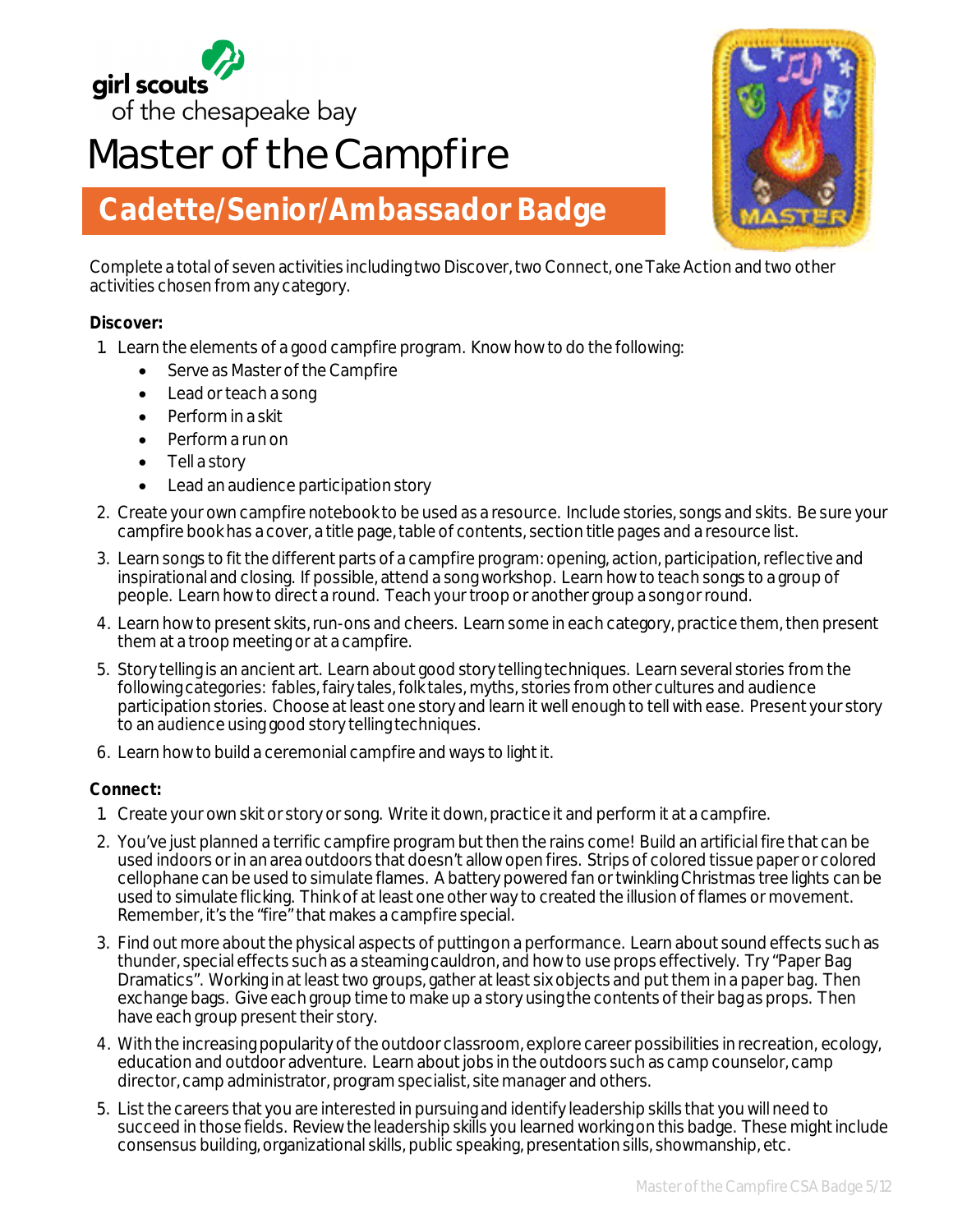girl scouts of the chesapeake bay

# Master of the Campfire

## Cadette/Senior/Ambassador Badge

Complete a total of seven activities including two Discover, two Connect, one Take Action and two other activities chosen from any category.

**Discover:**

1. Learn the elements of a good campfire program. Know how to do the following:
   - Serve as Master of the Campfire
   - Lead or teach a song
   - Perform in a skit
   - Perform a run on
   - Tell a story
   - Lead an audience participation story
2. Create your own campfire notebook to be used as a resource. Include stories, songs and skits. Be sure your campfire book has a cover, a title page, table of contents, section title pages and a resource list.
3. Learn songs to fit the different parts of a campfire program: opening, action, participation, reflective and inspirational and closing. If possible, attend a song workshop. Learn how to teach songs to a group of people. Learn how to direct a round. Teach your troop or another group a song or round.
4. Learn how to present skits, run-ons and cheers. Learn some in each category, practice them, then present them at a troop meeting or at a campfire.
5. Story telling is an ancient art. Learn about good story telling techniques. Learn several stories from the following categories: fables, fairy tales, folk tales, myths, stories from other cultures and audience participation stories. Choose at least one story and learn it well enough to tell with ease. Present your story to an audience using good story telling techniques.
6. Learn how to build a ceremonial campfire and ways to light it.

**Connect:**

1. Create your own skit or story or song. Write it down, practice it and perform it at a campfire.
2. You've just planned a terrific campfire program but then the rains come! Build an artificial fire that can be used indoors or in an area outdoors that doesn't allow open fires. Strips of colored tissue paper or colored cellophane can be used to simulate flames. A battery powered fan or twinkling Christmas tree lights can be used to simulate flicking. Think of at least one other way to created the illusion of flames or movement. Remember, it's the "fire" that makes a campfire special.
3. Find out more about the physical aspects of putting on a performance. Learn about sound effects such as thunder, special effects such as a steaming cauldron, and how to use props effectively. Try "Paper Bag Dramatics". Working in at least two groups, gather at least six objects and put them in a paper bag. Then exchange bags. Give each group time to make up a story using the contents of their bag as props. Then have each group present their story.
4. With the increasing popularity of the outdoor classroom, explore career possibilities in recreation, ecology, education and outdoor adventure. Learn about jobs in the outdoors such as camp counselor, camp director, camp administrator, program specialist, site manager and others.
5. List the careers that you are interested in pursuing and identify leadership skills that you will need to succeed in those fields. Review the leadership skills you learned working on this badge. These might include consensus building, organizational skills, public speaking, presentation sills, showmanship, etc.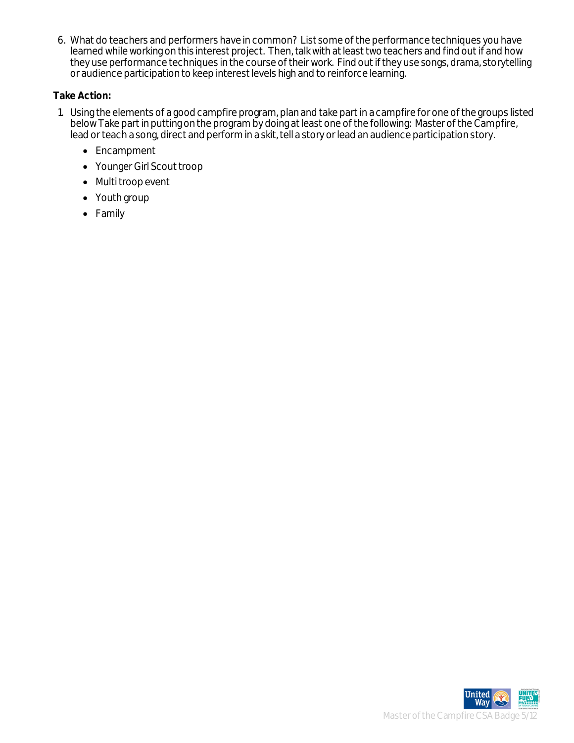6. What do teachers and performers have in common? List some of the performance techniques you have learned while working on this interest project. Then, talk with at least two teachers and find out if and how they use performance techniques in the course of their work. Find out if they use songs, drama, storytelling or audience participation to keep interest levels high and to reinforce learning.

**Take Action:**

1. Using the elements of a good campfire program, plan and take part in a campfire for one of the groups listed below Take part in putting on the program by doing at least one of the following: Master of the Campfire, lead or teach a song, direct and perform in a skit, tell a story or lead an audience participation story.
    - Encampment
    - Younger Girl Scout troop
    - Multi troop event
    - Youth group
    - Family